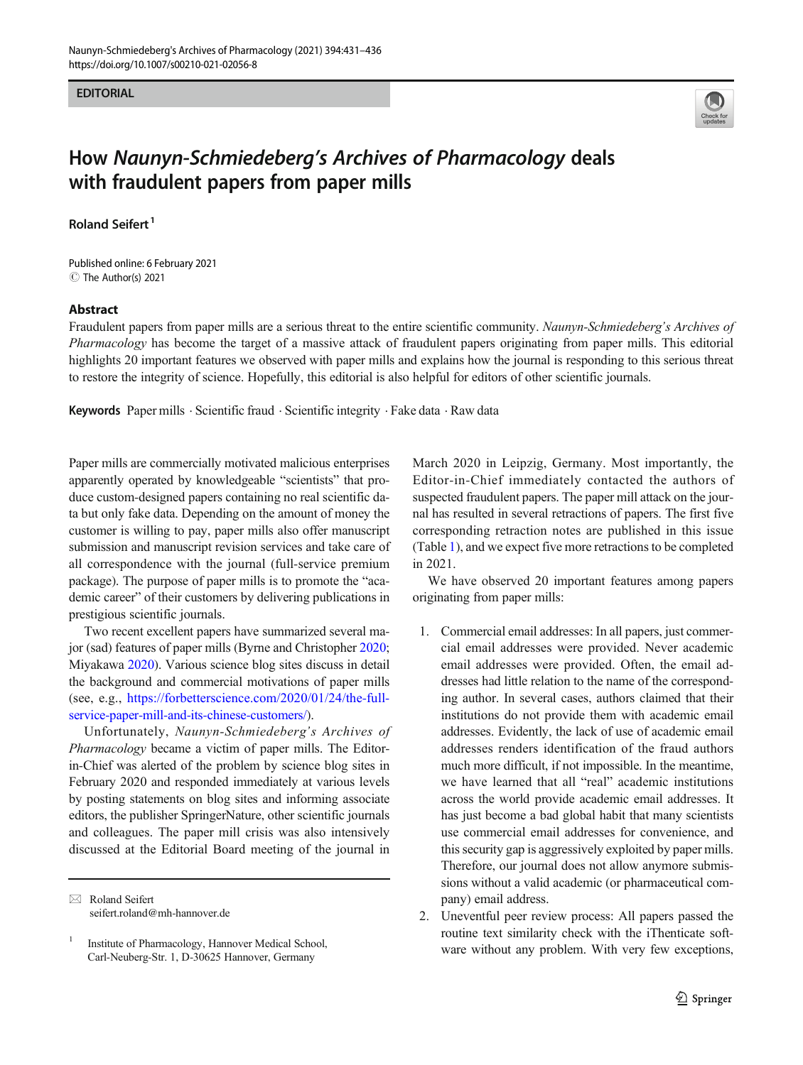EDITORIAL

# How *Naunyn-Schmiedeberg's Archives of Pharmacology* deals with fraudulent papers from paper mills

**Roland Seifert**[1]

Published online: 6 February 2021
© The Author(s) 2021

## Abstract

Fraudulent papers from paper mills are a serious threat to the entire scientific community. *Naunyn-Schmiedeberg's Archives of Pharmacology* has become the target of a massive attack of fraudulent papers originating from paper mills. This editorial highlights 20 important features we observed with paper mills and explains how the journal is responding to this serious threat to restore the integrity of science. Hopefully, this editorial is also helpful for editors of other scientific journals.

**Keywords** Paper mills · Scientific fraud · Scientific integrity · Fake data · Raw data

Paper mills are commercially motivated malicious enterprises apparently operated by knowledgeable "scientists" that produce custom-designed papers containing no real scientific data but only fake data. Depending on the amount of money the customer is willing to pay, paper mills also offer manuscript submission and manuscript revision services and take care of all correspondence with the journal (full-service premium package). The purpose of paper mills is to promote the "academic career" of their customers by delivering publications in prestigious scientific journals.

Two recent excellent papers have summarized several major (sad) features of paper mills (Byrne and Christopher 2020; Miyakawa 2020). Various science blog sites discuss in detail the background and commercial motivations of paper mills (see, e.g., https://forbetterscience.com/2020/01/24/the-full-service-paper-mill-and-its-chinese-customers/).

Unfortunately, *Naunyn-Schmiedeberg's Archives of Pharmacology* became a victim of paper mills. The Editor-in-Chief was alerted of the problem by science blog sites in February 2020 and responded immediately at various levels by posting statements on blog sites and informing associate editors, the publisher SpringerNature, other scientific journals and colleagues. The paper mill crisis was also intensively discussed at the Editorial Board meeting of the journal in March 2020 in Leipzig, Germany. Most importantly, the Editor-in-Chief immediately contacted the authors of suspected fraudulent papers. The paper mill attack on the journal has resulted in several retractions of papers. The first five corresponding retraction notes are published in this issue (Table 1), and we expect five more retractions to be completed in 2021.

We have observed 20 important features among papers originating from paper mills:

1. Commercial email addresses: In all papers, just commercial email addresses were provided. Never academic email addresses were provided. Often, the email addresses had little relation to the name of the corresponding author. In several cases, authors claimed that their institutions do not provide them with academic email addresses. Evidently, the lack of use of academic email addresses renders identification of the fraud authors much more difficult, if not impossible. In the meantime, we have learned that all "real" academic institutions across the world provide academic email addresses. It has just become a bad global habit that many scientists use commercial email addresses for convenience, and this security gap is aggressively exploited by paper mills. Therefore, our journal does not allow anymore submissions without a valid academic (or pharmaceutical company) email address.
2. Uneventful peer review process: All papers passed the routine text similarity check with the iThenticate software without any problem. With very few exceptions,

✉ Roland Seifert
seifert.roland@mh-hannover.de

[1] Institute of Pharmacology, Hannover Medical School, Carl-Neuberg-Str. 1, D-30625 Hannover, Germany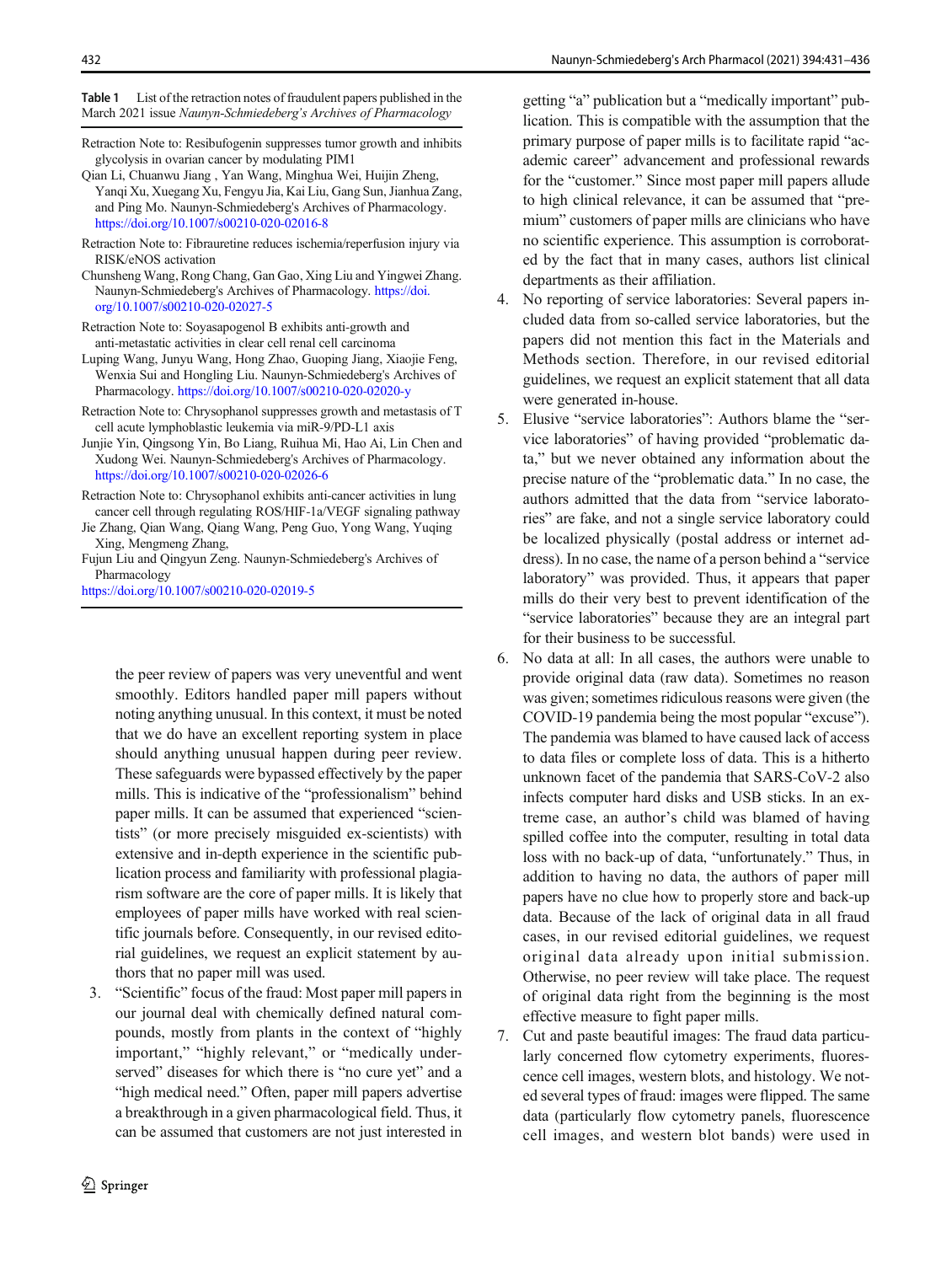**Table 1** List of the retraction notes of fraudulent papers published in the March 2021 issue *Naunyn-Schmiedeberg's Archives of Pharmacology*

Retraction Note to: Resibufogenin suppresses tumor growth and inhibits glycolysis in ovarian cancer by modulating PIM1
Qian Li, Chuanwu Jiang , Yan Wang, Minghua Wei, Huijin Zheng, Yanqi Xu, Xuegang Xu, Fengyu Jia, Kai Liu, Gang Sun, Jianhua Zang, and Ping Mo. Naunyn-Schmiedeberg's Archives of Pharmacology. https://doi.org/10.1007/s00210-020-02016-8

Retraction Note to: Fibrauretine reduces ischemia/reperfusion injury via RISK/eNOS activation
Chunsheng Wang, Rong Chang, Gan Gao, Xing Liu and Yingwei Zhang. Naunyn-Schmiedeberg's Archives of Pharmacology. https://doi.org/10.1007/s00210-020-02027-5

Retraction Note to: Soyasapogenol B exhibits anti-growth and anti-metastatic activities in clear cell renal cell carcinoma
Luping Wang, Junyu Wang, Hong Zhao, Guoping Jiang, Xiaojie Feng, Wenxia Sui and Hongling Liu. Naunyn-Schmiedeberg's Archives of Pharmacology. https://doi.org/10.1007/s00210-020-02020-y

Retraction Note to: Chrysophanol suppresses growth and metastasis of T cell acute lymphoblastic leukemia via miR-9/PD-L1 axis
Junjie Yin, Qingsong Yin, Bo Liang, Ruihua Mi, Hao Ai, Lin Chen and Xudong Wei. Naunyn-Schmiedeberg's Archives of Pharmacology. https://doi.org/10.1007/s00210-020-02026-6

Retraction Note to: Chrysophanol exhibits anti-cancer activities in lung cancer cell through regulating ROS/HIF-1a/VEGF signaling pathway
Jie Zhang, Qian Wang, Qiang Wang, Peng Guo, Yong Wang, Yuqing Xing, Mengmeng Zhang,
Fujun Liu and Qingyun Zeng. Naunyn-Schmiedeberg's Archives of Pharmacology
https://doi.org/10.1007/s00210-020-02019-5

the peer review of papers was very uneventful and went smoothly. Editors handled paper mill papers without noting anything unusual. In this context, it must be noted that we do have an excellent reporting system in place should anything unusual happen during peer review. These safeguards were bypassed effectively by the paper mills. This is indicative of the "professionalism" behind paper mills. It can be assumed that experienced "scientists" (or more precisely misguided ex-scientists) with extensive and in-depth experience in the scientific publication process and familiarity with professional plagiarism software are the core of paper mills. It is likely that employees of paper mills have worked with real scientific journals before. Consequently, in our revised editorial guidelines, we request an explicit statement by authors that no paper mill was used.

3. "Scientific" focus of the fraud: Most paper mill papers in our journal deal with chemically defined natural compounds, mostly from plants in the context of "highly important," "highly relevant," or "medically underserved" diseases for which there is "no cure yet" and a "high medical need." Often, paper mill papers advertise a breakthrough in a given pharmacological field. Thus, it can be assumed that customers are not just interested in getting "a" publication but a "medically important" publication. This is compatible with the assumption that the primary purpose of paper mills is to facilitate rapid "academic career" advancement and professional rewards for the "customer." Since most paper mill papers allude to high clinical relevance, it can be assumed that "premium" customers of paper mills are clinicians who have no scientific experience. This assumption is corroborated by the fact that in many cases, authors list clinical departments as their affiliation.
4. No reporting of service laboratories: Several papers included data from so-called service laboratories, but the papers did not mention this fact in the Materials and Methods section. Therefore, in our revised editorial guidelines, we request an explicit statement that all data were generated in-house.
5. Elusive "service laboratories": Authors blame the "service laboratories" of having provided "problematic data," but we never obtained any information about the precise nature of the "problematic data." In no case, the authors admitted that the data from "service laboratories" are fake, and not a single service laboratory could be localized physically (postal address or internet address). In no case, the name of a person behind a "service laboratory" was provided. Thus, it appears that paper mills do their very best to prevent identification of the "service laboratories" because they are an integral part for their business to be successful.
6. No data at all: In all cases, the authors were unable to provide original data (raw data). Sometimes no reason was given; sometimes ridiculous reasons were given (the COVID-19 pandemia being the most popular "excuse"). The pandemia was blamed to have caused lack of access to data files or complete loss of data. This is a hitherto unknown facet of the pandemia that SARS-CoV-2 also infects computer hard disks and USB sticks. In an extreme case, an author's child was blamed of having spilled coffee into the computer, resulting in total data loss with no back-up of data, "unfortunately." Thus, in addition to having no data, the authors of paper mill papers have no clue how to properly store and back-up data. Because of the lack of original data in all fraud cases, in our revised editorial guidelines, we request original data already upon initial submission. Otherwise, no peer review will take place. The request of original data right from the beginning is the most effective measure to fight paper mills.
7. Cut and paste beautiful images: The fraud data particularly concerned flow cytometry experiments, fluorescence cell images, western blots, and histology. We noted several types of fraud: images were flipped. The same data (particularly flow cytometry panels, fluorescence cell images, and western blot bands) were used in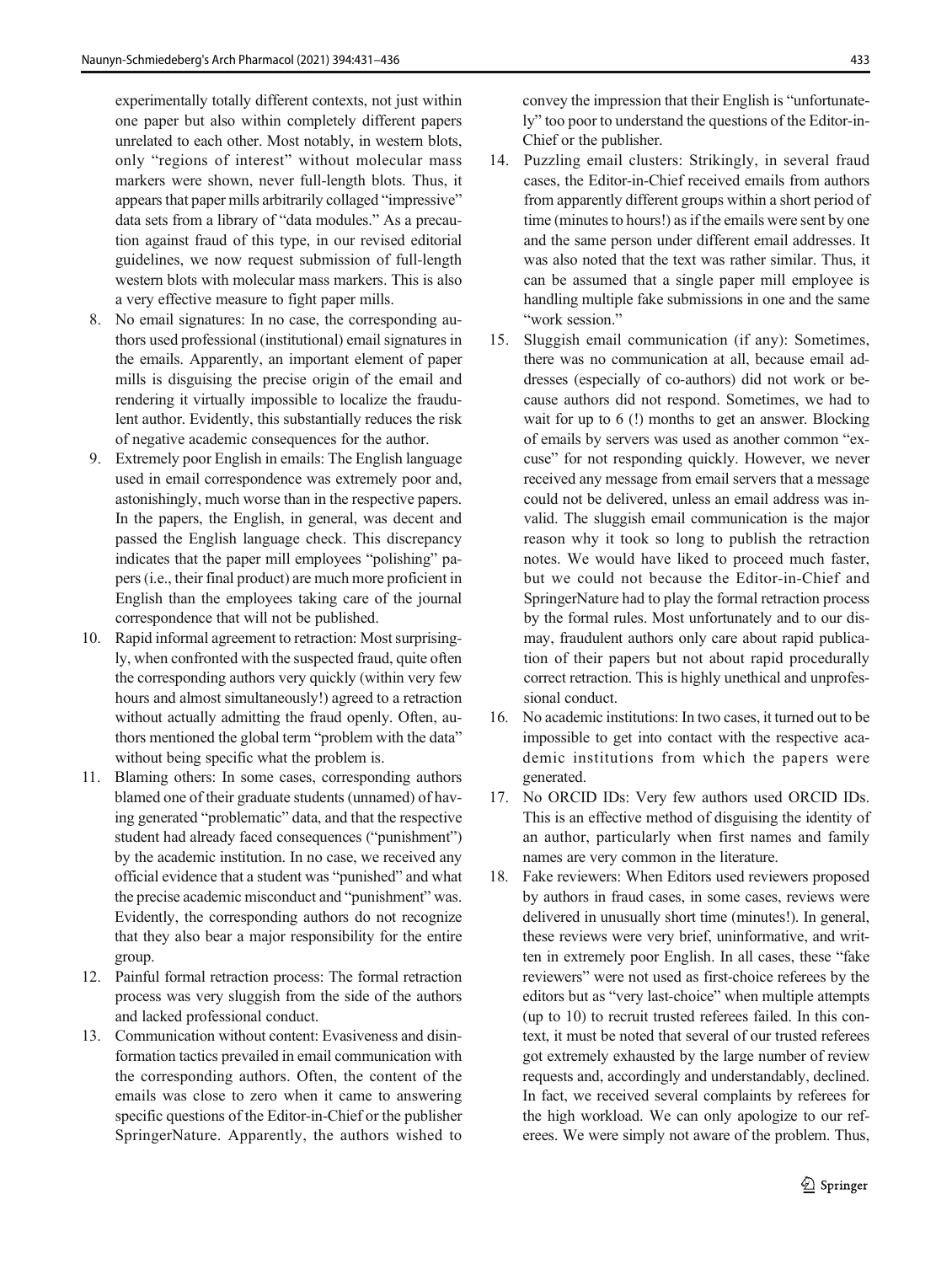experimentally totally different contexts, not just within one paper but also within completely different papers unrelated to each other. Most notably, in western blots, only "regions of interest" without molecular mass markers were shown, never full-length blots. Thus, it appears that paper mills arbitrarily collaged "impressive" data sets from a library of "data modules." As a precaution against fraud of this type, in our revised editorial guidelines, we now request submission of full-length western blots with molecular mass markers. This is also a very effective measure to fight paper mills.

8. No email signatures: In no case, the corresponding authors used professional (institutional) email signatures in the emails. Apparently, an important element of paper mills is disguising the precise origin of the email and rendering it virtually impossible to localize the fraudulent author. Evidently, this substantially reduces the risk of negative academic consequences for the author.
9. Extremely poor English in emails: The English language used in email correspondence was extremely poor and, astonishingly, much worse than in the respective papers. In the papers, the English, in general, was decent and passed the English language check. This discrepancy indicates that the paper mill employees "polishing" papers (i.e., their final product) are much more proficient in English than the employees taking care of the journal correspondence that will not be published.
10. Rapid informal agreement to retraction: Most surprisingly, when confronted with the suspected fraud, quite often the corresponding authors very quickly (within very few hours and almost simultaneously!) agreed to a retraction without actually admitting the fraud openly. Often, authors mentioned the global term "problem with the data" without being specific what the problem is.
11. Blaming others: In some cases, corresponding authors blamed one of their graduate students (unnamed) of having generated "problematic" data, and that the respective student had already faced consequences ("punishment") by the academic institution. In no case, we received any official evidence that a student was "punished" and what the precise academic misconduct and "punishment" was. Evidently, the corresponding authors do not recognize that they also bear a major responsibility for the entire group.
12. Painful formal retraction process: The formal retraction process was very sluggish from the side of the authors and lacked professional conduct.
13. Communication without content: Evasiveness and disinformation tactics prevailed in email communication with the corresponding authors. Often, the content of the emails was close to zero when it came to answering specific questions of the Editor-in-Chief or the publisher SpringerNature. Apparently, the authors wished to convey the impression that their English is "unfortunately" too poor to understand the questions of the Editor-in-Chief or the publisher.
14. Puzzling email clusters: Strikingly, in several fraud cases, the Editor-in-Chief received emails from authors from apparently different groups within a short period of time (minutes to hours!) as if the emails were sent by one and the same person under different email addresses. It was also noted that the text was rather similar. Thus, it can be assumed that a single paper mill employee is handling multiple fake submissions in one and the same "work session."
15. Sluggish email communication (if any): Sometimes, there was no communication at all, because email addresses (especially of co-authors) did not work or because authors did not respond. Sometimes, we had to wait for up to 6 (!) months to get an answer. Blocking of emails by servers was used as another common "excuse" for not responding quickly. However, we never received any message from email servers that a message could not be delivered, unless an email address was invalid. The sluggish email communication is the major reason why it took so long to publish the retraction notes. We would have liked to proceed much faster, but we could not because the Editor-in-Chief and SpringerNature had to play the formal retraction process by the formal rules. Most unfortunately and to our dismay, fraudulent authors only care about rapid publication of their papers but not about rapid procedurally correct retraction. This is highly unethical and unprofessional conduct.
16. No academic institutions: In two cases, it turned out to be impossible to get into contact with the respective academic institutions from which the papers were generated.
17. No ORCID IDs: Very few authors used ORCID IDs. This is an effective method of disguising the identity of an author, particularly when first names and family names are very common in the literature.
18. Fake reviewers: When Editors used reviewers proposed by authors in fraud cases, in some cases, reviews were delivered in unusually short time (minutes!). In general, these reviews were very brief, uninformative, and written in extremely poor English. In all cases, these "fake reviewers" were not used as first-choice referees by the editors but as "very last-choice" when multiple attempts (up to 10) to recruit trusted referees failed. In this context, it must be noted that several of our trusted referees got extremely exhausted by the large number of review requests and, accordingly and understandably, declined. In fact, we received several complaints by referees for the high workload. We can only apologize to our referees. We were simply not aware of the problem. Thus,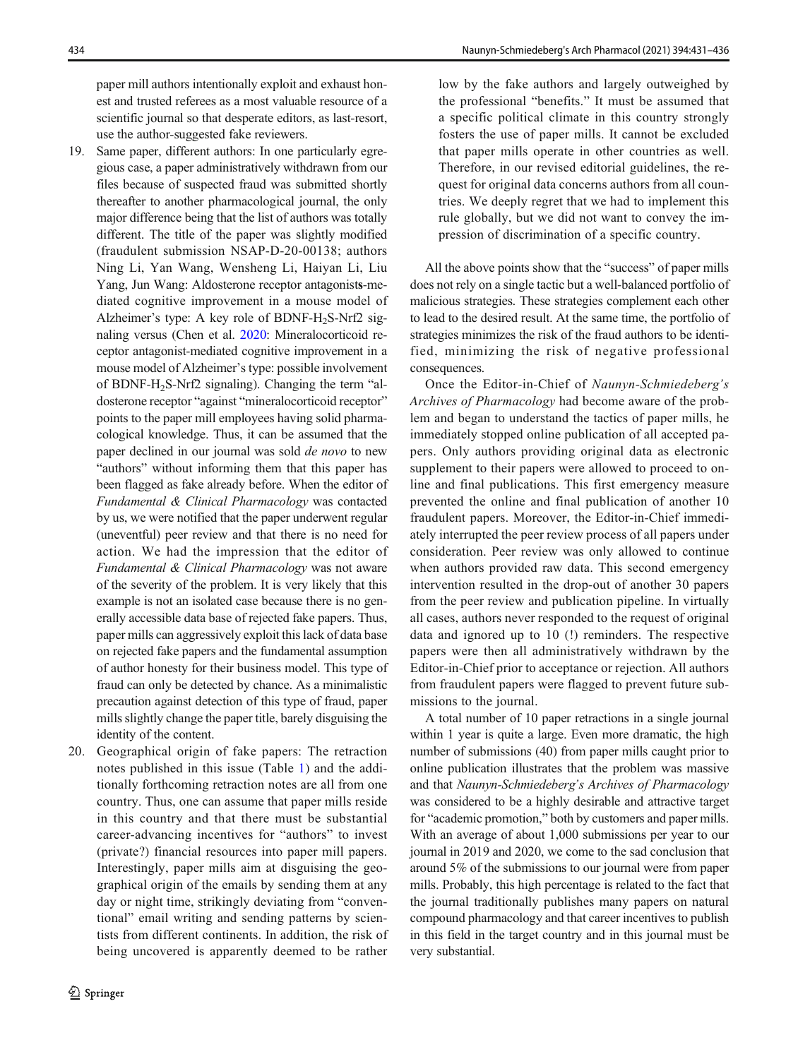paper mill authors intentionally exploit and exhaust honest and trusted referees as a most valuable resource of a scientific journal so that desperate editors, as last-resort, use the author-suggested fake reviewers.

19. Same paper, different authors: In one particularly egregious case, a paper administratively withdrawn from our files because of suspected fraud was submitted shortly thereafter to another pharmacological journal, the only major difference being that the list of authors was totally different. The title of the paper was slightly modified (fraudulent submission NSAP-D-20-00138; authors Ning Li, Yan Wang, Wensheng Li, Haiyan Li, Liu Yang, Jun Wang: Aldosterone receptor antagonist**s**-mediated cognitive improvement in a mouse model of Alzheimer's type: A key role of BDNF-$H_2S$-Nrf2 signaling versus (Chen et al. 2020: Mineralocorticoid receptor antagonist-mediated cognitive improvement in a mouse model of Alzheimer's type: possible involvement of BDNF-$H_2S$-Nrf2 signaling). Changing the term "aldosterone receptor "against "mineralocorticoid receptor" points to the paper mill employees having solid pharmacological knowledge. Thus, it can be assumed that the paper declined in our journal was sold *de novo* to new "authors" without informing them that this paper has been flagged as fake already before. When the editor of *Fundamental & Clinical Pharmacology* was contacted by us, we were notified that the paper underwent regular (uneventful) peer review and that there is no need for action. We had the impression that the editor of *Fundamental & Clinical Pharmacology* was not aware of the severity of the problem. It is very likely that this example is not an isolated case because there is no generally accessible data base of rejected fake papers. Thus, paper mills can aggressively exploit this lack of data base on rejected fake papers and the fundamental assumption of author honesty for their business model. This type of fraud can only be detected by chance. As a minimalistic precaution against detection of this type of fraud, paper mills slightly change the paper title, barely disguising the identity of the content.

20. Geographical origin of fake papers: The retraction notes published in this issue (Table 1) and the additionally forthcoming retraction notes are all from one country. Thus, one can assume that paper mills reside in this country and that there must be substantial career-advancing incentives for "authors" to invest (private?) financial resources into paper mill papers. Interestingly, paper mills aim at disguising the geographical origin of the emails by sending them at any day or night time, strikingly deviating from "conventional" email writing and sending patterns by scientists from different continents. In addition, the risk of being uncovered is apparently deemed to be rather low by the fake authors and largely outweighed by the professional "benefits." It must be assumed that a specific political climate in this country strongly fosters the use of paper mills. It cannot be excluded that paper mills operate in other countries as well. Therefore, in our revised editorial guidelines, the request for original data concerns authors from all countries. We deeply regret that we had to implement this rule globally, but we did not want to convey the impression of discrimination of a specific country.

All the above points show that the "success" of paper mills does not rely on a single tactic but a well-balanced portfolio of malicious strategies. These strategies complement each other to lead to the desired result. At the same time, the portfolio of strategies minimizes the risk of the fraud authors to be identified, minimizing the risk of negative professional consequences.

Once the Editor-in-Chief of *Naunyn-Schmiedeberg's Archives of Pharmacology* had become aware of the problem and began to understand the tactics of paper mills, he immediately stopped online publication of all accepted papers. Only authors providing original data as electronic supplement to their papers were allowed to proceed to online and final publications. This first emergency measure prevented the online and final publication of another 10 fraudulent papers. Moreover, the Editor-in-Chief immediately interrupted the peer review process of all papers under consideration. Peer review was only allowed to continue when authors provided raw data. This second emergency intervention resulted in the drop-out of another 30 papers from the peer review and publication pipeline. In virtually all cases, authors never responded to the request of original data and ignored up to 10 (!) reminders. The respective papers were then all administratively withdrawn by the Editor-in-Chief prior to acceptance or rejection. All authors from fraudulent papers were flagged to prevent future submissions to the journal.

A total number of 10 paper retractions in a single journal within 1 year is quite a large. Even more dramatic, the high number of submissions (40) from paper mills caught prior to online publication illustrates that the problem was massive and that *Naunyn-Schmiedeberg's Archives of Pharmacology* was considered to be a highly desirable and attractive target for "academic promotion," both by customers and paper mills. With an average of about 1,000 submissions per year to our journal in 2019 and 2020, we come to the sad conclusion that around 5% of the submissions to our journal were from paper mills. Probably, this high percentage is related to the fact that the journal traditionally publishes many papers on natural compound pharmacology and that career incentives to publish in this field in the target country and in this journal must be very substantial.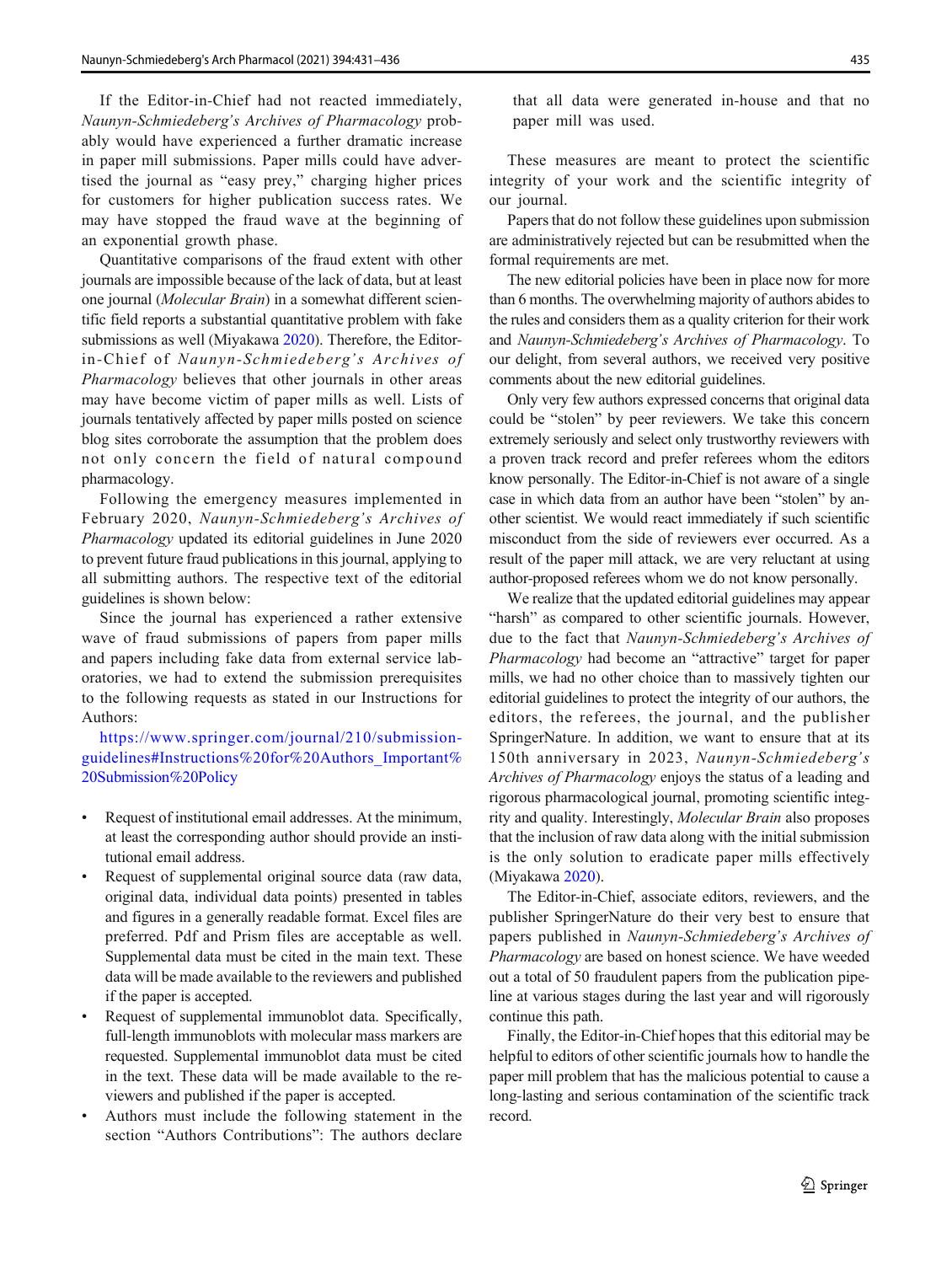If the Editor-in-Chief had not reacted immediately, *Naunyn-Schmiedeberg's Archives of Pharmacology* probably would have experienced a further dramatic increase in paper mill submissions. Paper mills could have advertised the journal as "easy prey," charging higher prices for customers for higher publication success rates. We may have stopped the fraud wave at the beginning of an exponential growth phase.

Quantitative comparisons of the fraud extent with other journals are impossible because of the lack of data, but at least one journal (*Molecular Brain*) in a somewhat different scientific field reports a substantial quantitative problem with fake submissions as well (Miyakawa 2020). Therefore, the Editor-in-Chief of *Naunyn-Schmiedeberg's Archives of Pharmacology* believes that other journals in other areas may have become victim of paper mills as well. Lists of journals tentatively affected by paper mills posted on science blog sites corroborate the assumption that the problem does not only concern the field of natural compound pharmacology.

Following the emergency measures implemented in February 2020, *Naunyn-Schmiedeberg's Archives of Pharmacology* updated its editorial guidelines in June 2020 to prevent future fraud publications in this journal, applying to all submitting authors. The respective text of the editorial guidelines is shown below:

Since the journal has experienced a rather extensive wave of fraud submissions of papers from paper mills and papers including fake data from external service laboratories, we had to extend the submission prerequisites to the following requests as stated in our Instructions for Authors:

https://www.springer.com/journal/210/submission-guidelines#Instructions%20for%20Authors_Important%20Submission%20Policy

- Request of institutional email addresses. At the minimum, at least the corresponding author should provide an institutional email address.
- Request of supplemental original source data (raw data, original data, individual data points) presented in tables and figures in a generally readable format. Excel files are preferred. Pdf and Prism files are acceptable as well. Supplemental data must be cited in the main text. These data will be made available to the reviewers and published if the paper is accepted.
- Request of supplemental immunoblot data. Specifically, full-length immunoblots with molecular mass markers are requested. Supplemental immunoblot data must be cited in the text. These data will be made available to the reviewers and published if the paper is accepted.
- Authors must include the following statement in the section "Authors Contributions": The authors declare that all data were generated in-house and that no paper mill was used.

These measures are meant to protect the scientific integrity of your work and the scientific integrity of our journal.

Papers that do not follow these guidelines upon submission are administratively rejected but can be resubmitted when the formal requirements are met.

The new editorial policies have been in place now for more than 6 months. The overwhelming majority of authors abides to the rules and considers them as a quality criterion for their work and *Naunyn-Schmiedeberg's Archives of Pharmacology*. To our delight, from several authors, we received very positive comments about the new editorial guidelines.

Only very few authors expressed concerns that original data could be "stolen" by peer reviewers. We take this concern extremely seriously and select only trustworthy reviewers with a proven track record and prefer referees whom the editors know personally. The Editor-in-Chief is not aware of a single case in which data from an author have been "stolen" by another scientist. We would react immediately if such scientific misconduct from the side of reviewers ever occurred. As a result of the paper mill attack, we are very reluctant at using author-proposed referees whom we do not know personally.

We realize that the updated editorial guidelines may appear "harsh" as compared to other scientific journals. However, due to the fact that *Naunyn-Schmiedeberg's Archives of Pharmacology* had become an "attractive" target for paper mills, we had no other choice than to massively tighten our editorial guidelines to protect the integrity of our authors, the editors, the referees, the journal, and the publisher SpringerNature. In addition, we want to ensure that at its 150th anniversary in 2023, *Naunyn-Schmiedeberg's Archives of Pharmacology* enjoys the status of a leading and rigorous pharmacological journal, promoting scientific integrity and quality. Interestingly, *Molecular Brain* also proposes that the inclusion of raw data along with the initial submission is the only solution to eradicate paper mills effectively (Miyakawa 2020).

The Editor-in-Chief, associate editors, reviewers, and the publisher SpringerNature do their very best to ensure that papers published in *Naunyn-Schmiedeberg's Archives of Pharmacology* are based on honest science. We have weeded out a total of 50 fraudulent papers from the publication pipeline at various stages during the last year and will rigorously continue this path.

Finally, the Editor-in-Chief hopes that this editorial may be helpful to editors of other scientific journals how to handle the paper mill problem that has the malicious potential to cause a long-lasting and serious contamination of the scientific track record.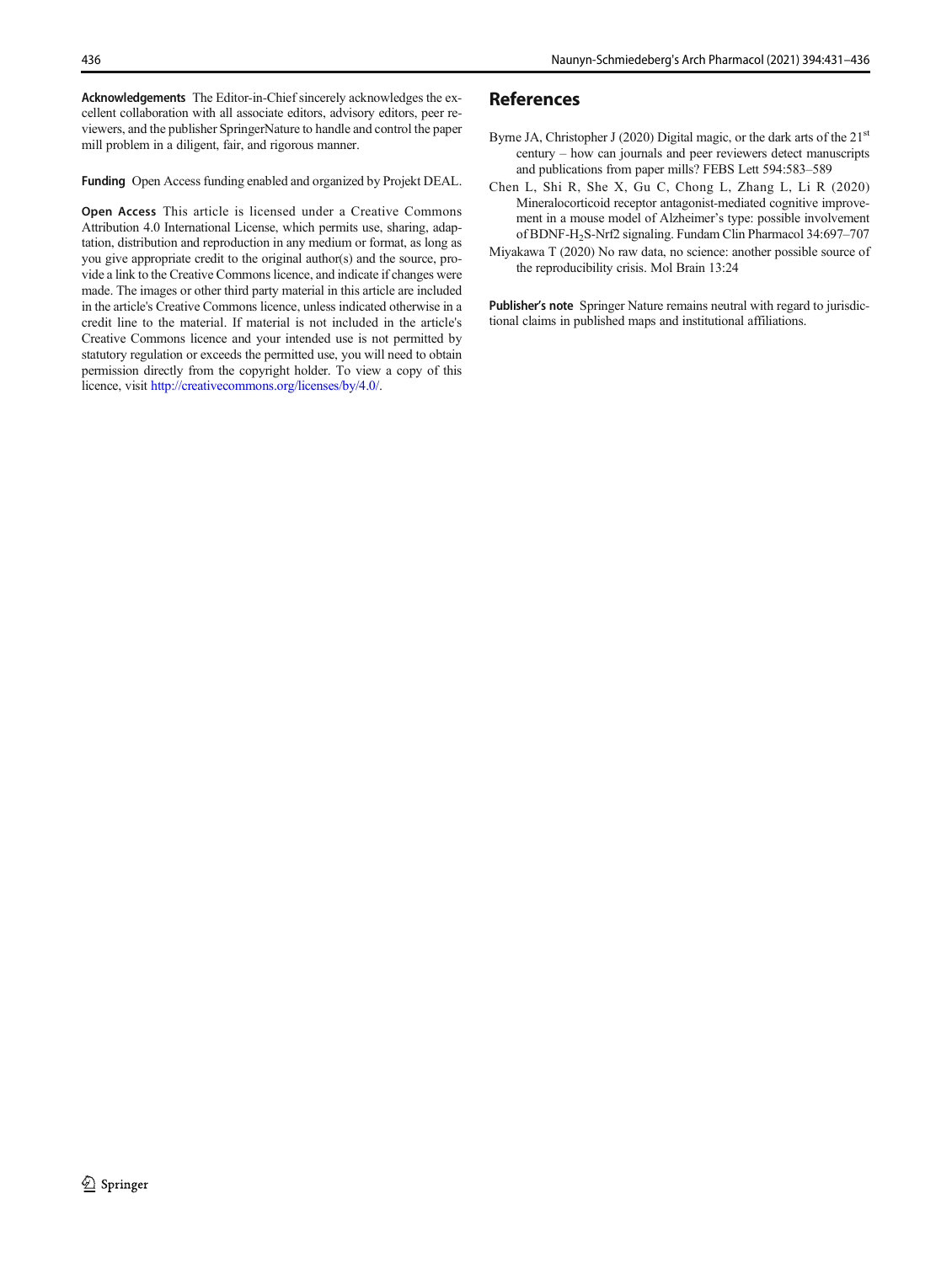**Acknowledgements** The Editor-in-Chief sincerely acknowledges the excellent collaboration with all associate editors, advisory editors, peer reviewers, and the publisher SpringerNature to handle and control the paper mill problem in a diligent, fair, and rigorous manner.

**Funding** Open Access funding enabled and organized by Projekt DEAL.

**Open Access** This article is licensed under a Creative Commons Attribution 4.0 International License, which permits use, sharing, adaptation, distribution and reproduction in any medium or format, as long as you give appropriate credit to the original author(s) and the source, provide a link to the Creative Commons licence, and indicate if changes were made. The images or other third party material in this article are included in the article's Creative Commons licence, unless indicated otherwise in a credit line to the material. If material is not included in the article's Creative Commons licence and your intended use is not permitted by statutory regulation or exceeds the permitted use, you will need to obtain permission directly from the copyright holder. To view a copy of this licence, visit http://creativecommons.org/licenses/by/4.0/.

## References

Byrne JA, Christopher J (2020) Digital magic, or the dark arts of the 21st century – how can journals and peer reviewers detect manuscripts and publications from paper mills? FEBS Lett 594:583–589

Chen L, Shi R, She X, Gu C, Chong L, Zhang L, Li R (2020) Mineralocorticoid receptor antagonist-mediated cognitive improvement in a mouse model of Alzheimer's type: possible involvement of BDNF-$H_2S$-Nrf2 signaling. Fundam Clin Pharmacol 34:697–707

Miyakawa T (2020) No raw data, no science: another possible source of the reproducibility crisis. Mol Brain 13:24

**Publisher's note** Springer Nature remains neutral with regard to jurisdictional claims in published maps and institutional affiliations.